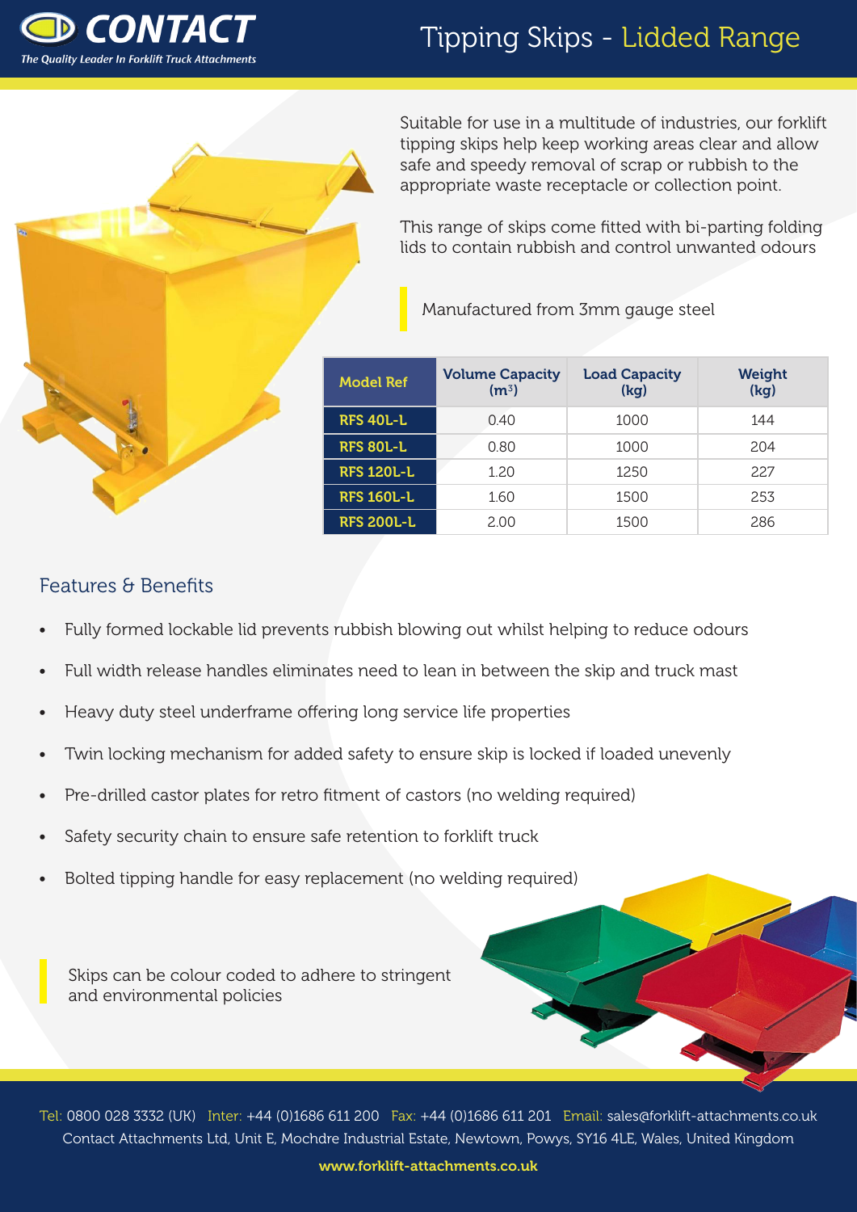# CONTACT

*The Quality Leader In Forklift Truck Attachments*

# Tipping Skips - Lidded Range

Suitable for use in a multitude of industries, our forklift tipping skips help keep working areas clear and allow safe and speedy removal of scrap or rubbish to the appropriate waste receptacle or collection point.

This range of skips come fitted with bi-parting folding lids to contain rubbish and control unwanted odours

Manufactured from 3mm gauge steel

| Model Ref | Volume Capacity ($m^3$) | Load Capacity (kg) | Weight (kg) |
|---|---|---|---|
| **RFS 40L-L** | 0.40 | 1000 | 144 |
| **RFS 80L-L** | 0.80 | 1000 | 204 |
| **RFS 120L-L** | 1.20 | 1250 | 227 |
| **RFS 160L-L** | 1.60 | 1500 | 253 |
| **RFS 200L-L** | 2.00 | 1500 | 286 |

## Features & Benefits

- Fully formed lockable lid prevents rubbish blowing out whilst helping to reduce odours
- Full width release handles eliminates need to lean in between the skip and truck mast
- Heavy duty steel underframe offering long service life properties
- Twin locking mechanism for added safety to ensure skip is locked if loaded unevenly
- Pre-drilled castor plates for retro fitment of castors (no welding required)
- Safety security chain to ensure safe retention to forklift truck
- Bolted tipping handle for easy replacement (no welding required)

Skips can be colour coded to adhere to stringent and environmental policies

Tel: 0800 028 3332 (UK) Inter: +44 (0)1686 611 200 Fax: +44 (0)1686 611 201 Email: sales@forklift-attachments.co.uk
Contact Attachments Ltd, Unit E, Mochdre Industrial Estate, Newtown, Powys, SY16 4LE, Wales, United Kingdom

**www.forklift-attachments.co.uk**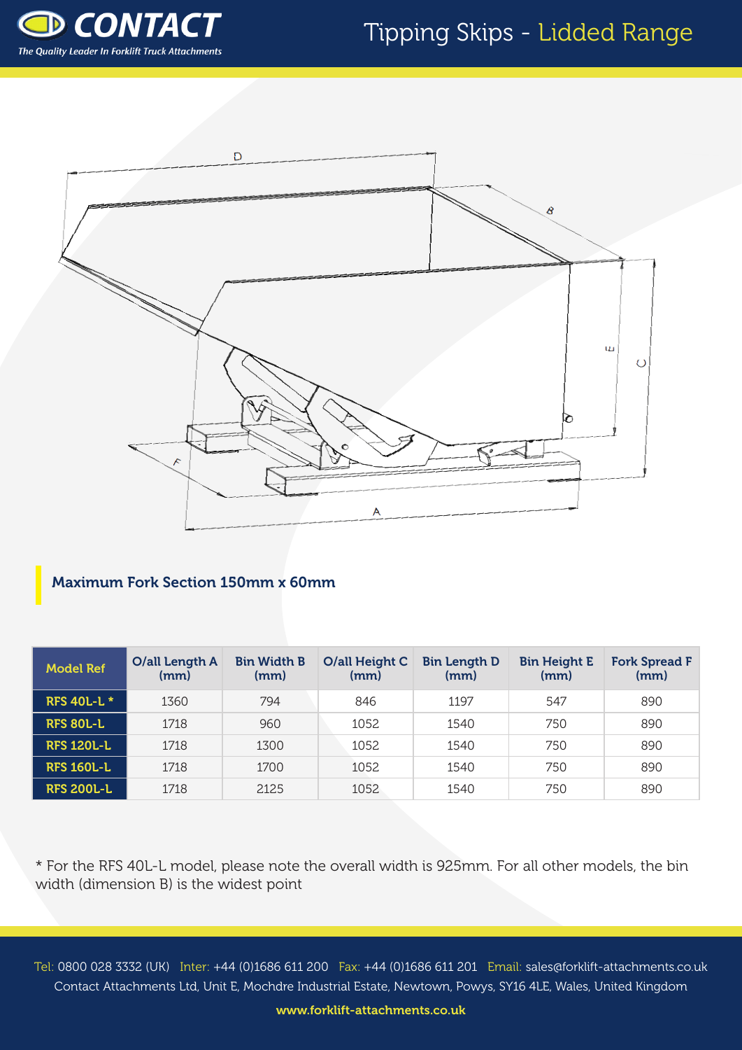# Tipping Skips - Lidded Range

**Maximum Fork Section 150mm x 60mm**

| Model Ref | O/all Length A (mm) | Bin Width B (mm) | O/all Height C (mm) | Bin Length D (mm) | Bin Height E (mm) | Fork Spread F (mm) |
|---|---|---|---|---|---|---|
| RFS 40L-L * | 1360 | 794 | 846 | 1197 | 547 | 890 |
| RFS 80L-L | 1718 | 960 | 1052 | 1540 | 750 | 890 |
| RFS 120L-L | 1718 | 1300 | 1052 | 1540 | 750 | 890 |
| RFS 160L-L | 1718 | 1700 | 1052 | 1540 | 750 | 890 |
| RFS 200L-L | 1718 | 2125 | 1052 | 1540 | 750 | 890 |

* For the RFS 40L-L model, please note the overall width is 925mm. For all other models, the bin width (dimension B) is the widest point

Tel: 0800 028 3332 (UK) Inter: +44 (0)1686 611 200 Fax: +44 (0)1686 611 201 Email: sales@forklift-attachments.co.uk
Contact Attachments Ltd, Unit E, Mochdre Industrial Estate, Newtown, Powys, SY16 4LE, Wales, United Kingdom

www.forklift-attachments.co.uk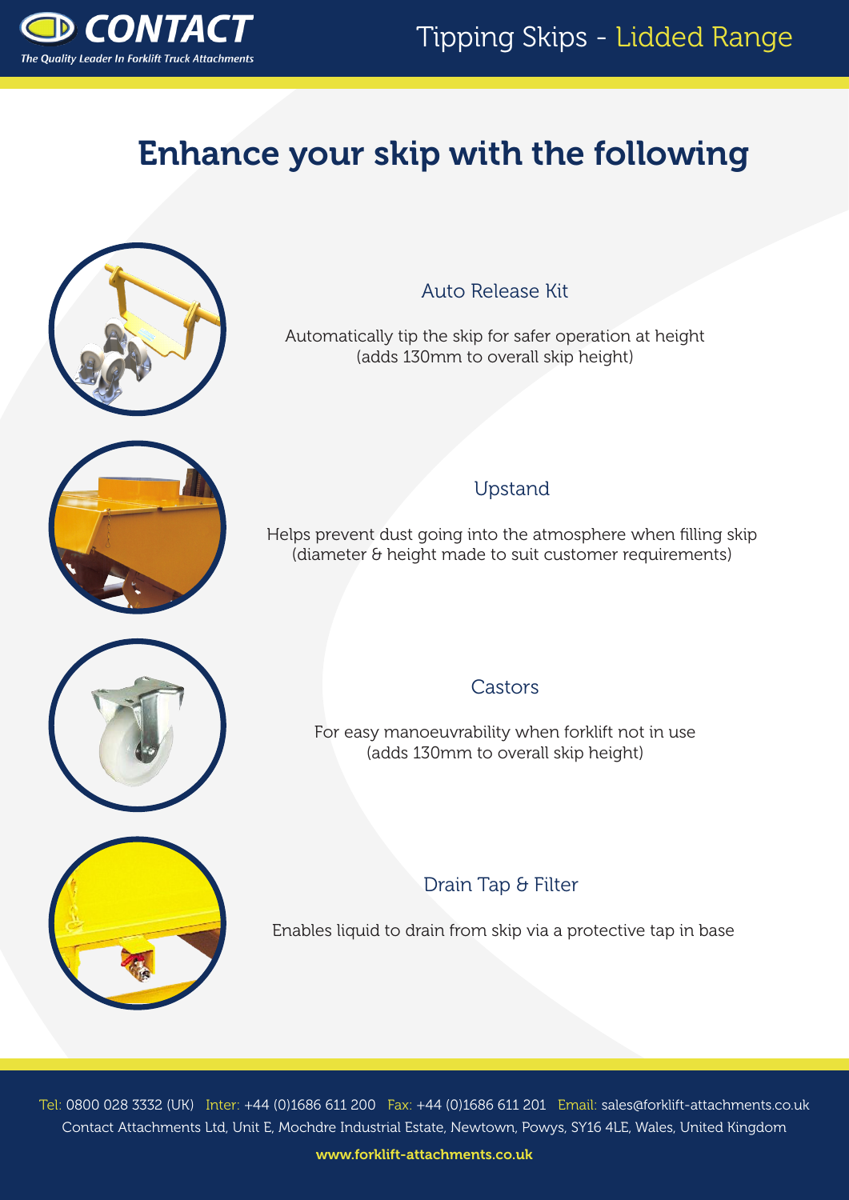# Enhance your skip with the following

## Auto Release Kit

Automatically tip the skip for safer operation at height
(adds 130mm to overall skip height)

## Upstand

Helps prevent dust going into the atmosphere when filling skip
(diameter & height made to suit customer requirements)

## Castors

For easy manoeuvrability when forklift not in use
(adds 130mm to overall skip height)

## Drain Tap & Filter

Enables liquid to drain from skip via a protective tap in base